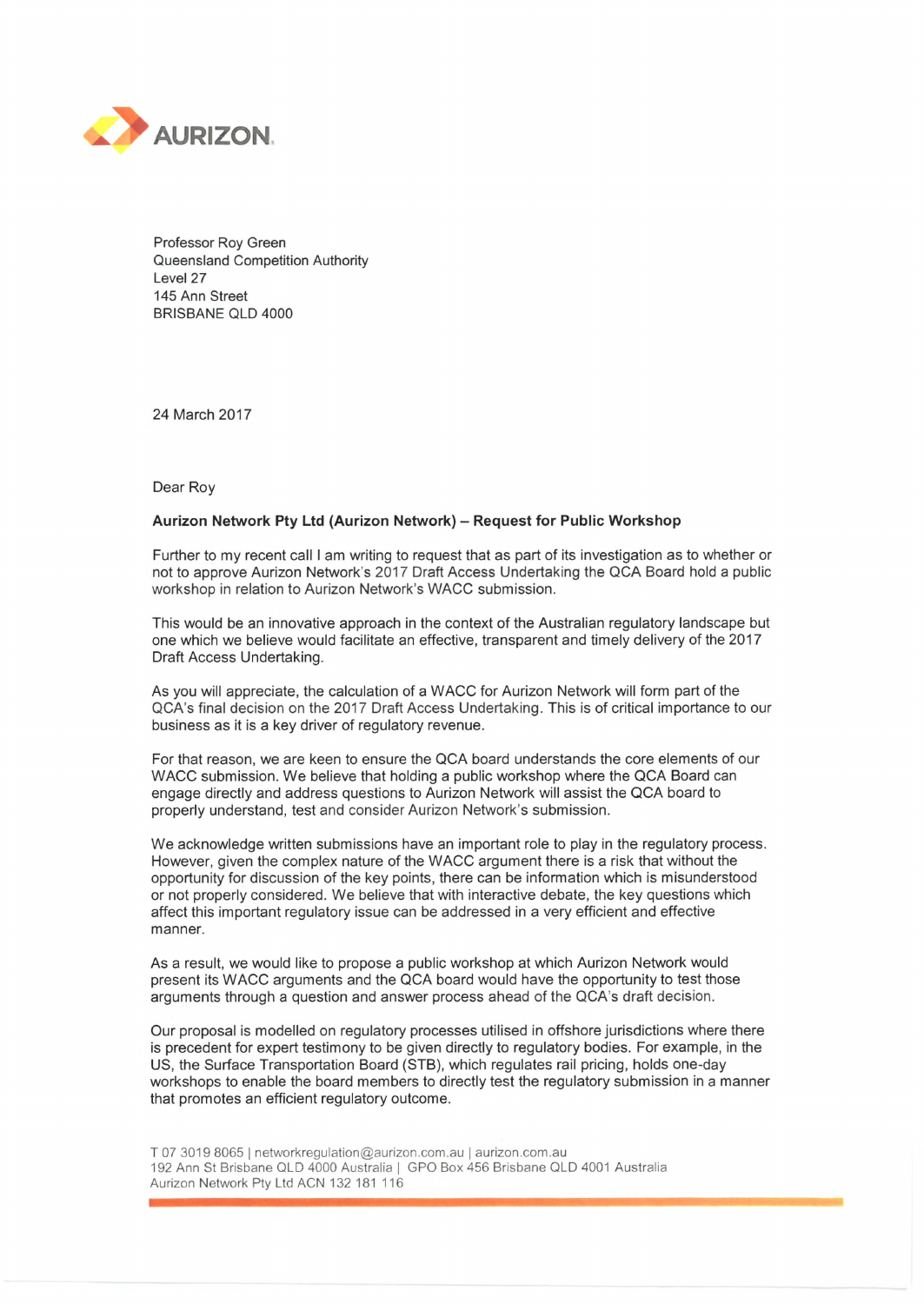AURIZON

Professor Roy Green
Queensland Competition Authority
Level 27
145 Ann Street
BRISBANE QLD 4000

24 March 2017

Dear Roy

**Aurizon Network Pty Ltd (Aurizon Network) – Request for Public Workshop**

Further to my recent call I am writing to request that as part of its investigation as to whether or not to approve Aurizon Network's 2017 Draft Access Undertaking the QCA Board hold a public workshop in relation to Aurizon Network's WACC submission.

This would be an innovative approach in the context of the Australian regulatory landscape but one which we believe would facilitate an effective, transparent and timely delivery of the 2017 Draft Access Undertaking.

As you will appreciate, the calculation of a WACC for Aurizon Network will form part of the QCA's final decision on the 2017 Draft Access Undertaking. This is of critical importance to our business as it is a key driver of regulatory revenue.

For that reason, we are keen to ensure the QCA board understands the core elements of our WACC submission. We believe that holding a public workshop where the QCA Board can engage directly and address questions to Aurizon Network will assist the QCA board to properly understand, test and consider Aurizon Network's submission.

We acknowledge written submissions have an important role to play in the regulatory process. However, given the complex nature of the WACC argument there is a risk that without the opportunity for discussion of the key points, there can be information which is misunderstood or not properly considered. We believe that with interactive debate, the key questions which affect this important regulatory issue can be addressed in a very efficient and effective manner.

As a result, we would like to propose a public workshop at which Aurizon Network would present its WACC arguments and the QCA board would have the opportunity to test those arguments through a question and answer process ahead of the QCA's draft decision.

Our proposal is modelled on regulatory processes utilised in offshore jurisdictions where there is precedent for expert testimony to be given directly to regulatory bodies. For example, in the US, the Surface Transportation Board (STB), which regulates rail pricing, holds one-day workshops to enable the board members to directly test the regulatory submission in a manner that promotes an efficient regulatory outcome.

T 07 3019 8065 | networkregulation@aurizon.com.au | aurizon.com.au
192 Ann St Brisbane QLD 4000 Australia | GPO Box 456 Brisbane QLD 4001 Australia
Aurizon Network Pty Ltd ACN 132 181 116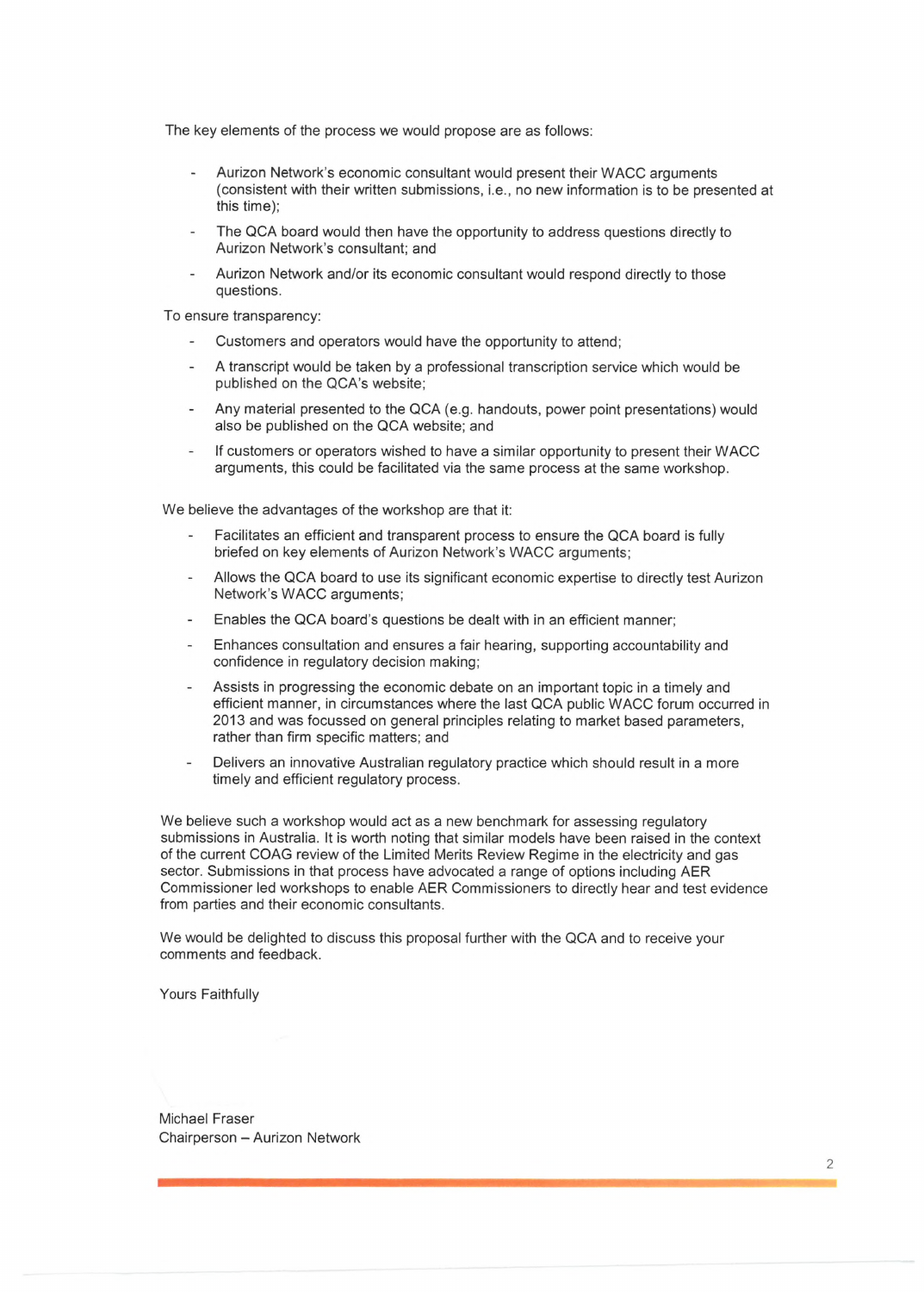The key elements of the process we would propose are as follows:

- Aurizon Network's economic consultant would present their WACC arguments (consistent with their written submissions, i.e., no new information is to be presented at this time);
- The QCA board would then have the opportunity to address questions directly to Aurizon Network's consultant; and
- Aurizon Network and/or its economic consultant would respond directly to those questions.

To ensure transparency:

- Customers and operators would have the opportunity to attend;
- A transcript would be taken by a professional transcription service which would be published on the QCA's website;
- Any material presented to the QCA (e.g. handouts, power point presentations) would also be published on the QCA website; and
- If customers or operators wished to have a similar opportunity to present their WACC arguments, this could be facilitated via the same process at the same workshop.

We believe the advantages of the workshop are that it:

- Facilitates an efficient and transparent process to ensure the QCA board is fully briefed on key elements of Aurizon Network's WACC arguments;
- Allows the QCA board to use its significant economic expertise to directly test Aurizon Network's WACC arguments;
- Enables the QCA board's questions be dealt with in an efficient manner;
- Enhances consultation and ensures a fair hearing, supporting accountability and confidence in regulatory decision making;
- Assists in progressing the economic debate on an important topic in a timely and efficient manner, in circumstances where the last QCA public WACC forum occurred in 2013 and was focussed on general principles relating to market based parameters, rather than firm specific matters; and
- Delivers an innovative Australian regulatory practice which should result in a more timely and efficient regulatory process.

We believe such a workshop would act as a new benchmark for assessing regulatory submissions in Australia. It is worth noting that similar models have been raised in the context of the current COAG review of the Limited Merits Review Regime in the electricity and gas sector. Submissions in that process have advocated a range of options including AER Commissioner led workshops to enable AER Commissioners to directly hear and test evidence from parties and their economic consultants.

We would be delighted to discuss this proposal further with the QCA and to receive your comments and feedback.

Yours Faithfully

Michael Fraser
Chairperson – Aurizon Network